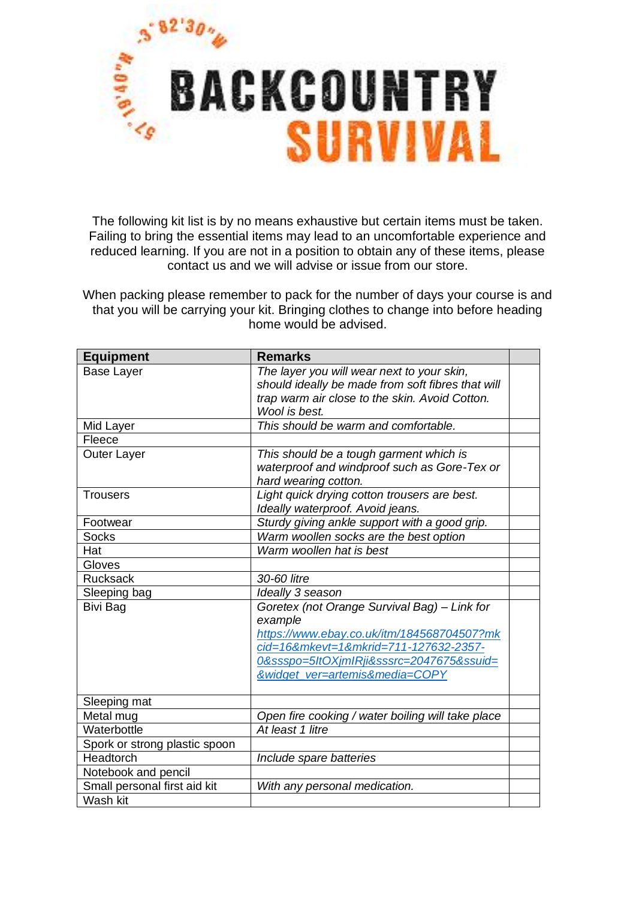# BACKCOUNTRY SURVIVAL

57°19'40"N 3°82'30"W

The following kit list is by no means exhaustive but certain items must be taken. Failing to bring the essential items may lead to an uncomfortable experience and reduced learning. If you are not in a position to obtain any of these items, please contact us and we will advise or issue from our store.

When packing please remember to pack for the number of days your course is and that you will be carrying your kit. Bringing clothes to change into before heading home would be advised.

| **Equipment** | **Remarks** | |
|---|---|---|
| Base Layer | *The layer you will wear next to your skin, should ideally be made from soft fibres that will trap warm air close to the skin. Avoid Cotton. Wool is best.* | |
| Mid Layer | *This should be warm and comfortable.* | |
| Fleece | | |
| Outer Layer | *This should be a tough garment which is waterproof and windproof such as Gore-Tex or hard wearing cotton.* | |
| Trousers | *Light quick drying cotton trousers are best. Ideally waterproof. Avoid jeans.* | |
| Footwear | *Sturdy giving ankle support with a good grip.* | |
| Socks | *Warm woollen socks are the best option* | |
| Hat | *Warm woollen hat is best* | |
| Gloves | | |
| Rucksack | *30-60 litre* | |
| Sleeping bag | *Ideally 3 season* | |
| Bivi Bag | *Goretex (not Orange Survival Bag) – Link for example* https://www.ebay.co.uk/itm/184568704507?mkcid=16&mkevt=1&mkrid=711-127632-2357-0&ssspo=5ltOXjmIRji&sssrc=2047675&ssuid=&widget_ver=artemis&media=COPY | |
| Sleeping mat | | |
| Metal mug | *Open fire cooking / water boiling will take place* | |
| Waterbottle | *At least 1 litre* | |
| Spork or strong plastic spoon | | |
| Headtorch | *Include spare batteries* | |
| Notebook and pencil | | |
| Small personal first aid kit | *With any personal medication.* | |
| Wash kit | | |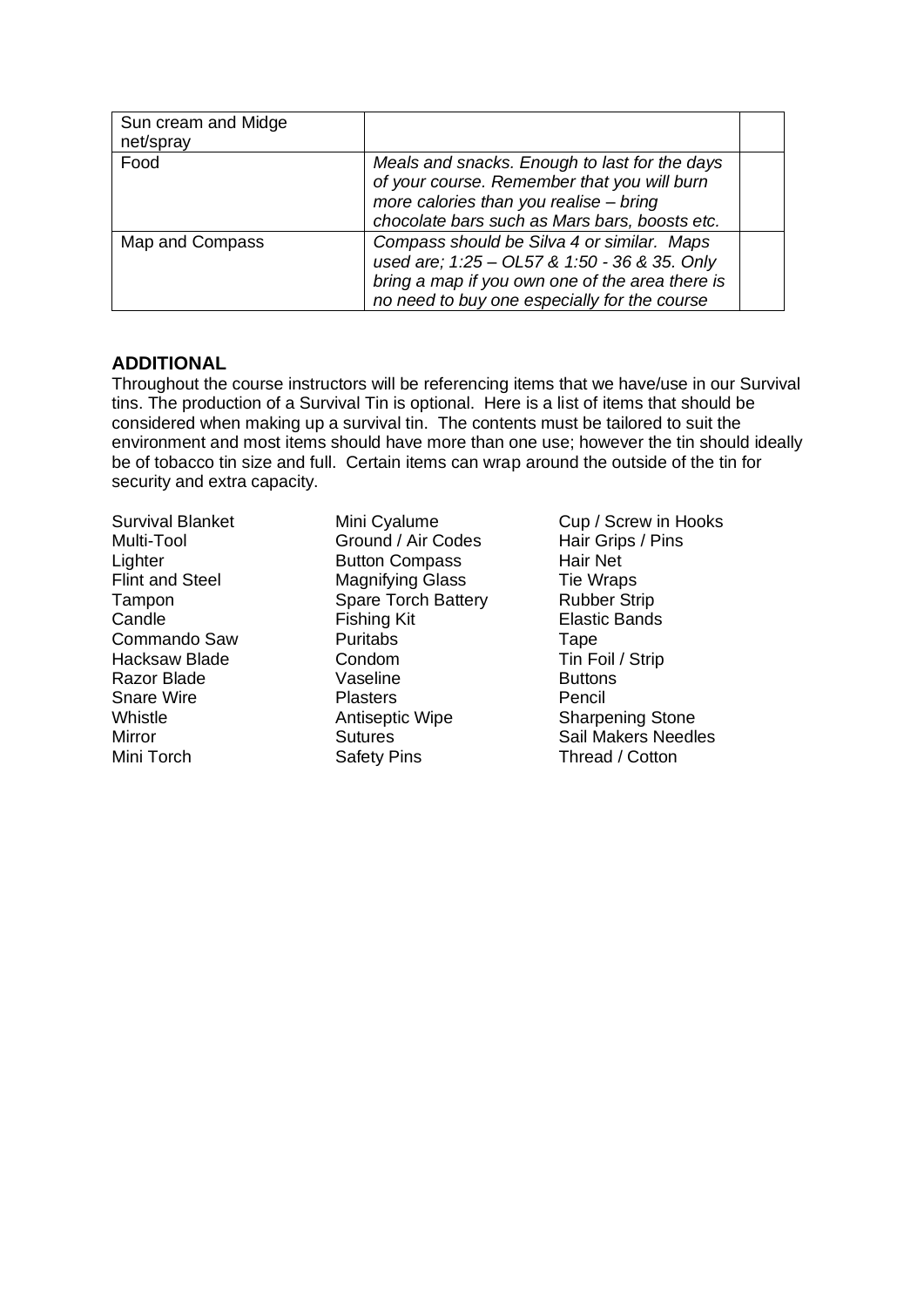| | | |
|---|---|---|
| Sun cream and Midge net/spray | | |
| Food | *Meals and snacks. Enough to last for the days of your course. Remember that you will burn more calories than you realise – bring chocolate bars such as Mars bars, boosts etc.* | |
| Map and Compass | *Compass should be Silva 4 or similar. Maps used are; 1:25 – OL57 & 1:50 - 36 & 35. Only bring a map if you own one of the area there is no need to buy one especially for the course* | |

### ADDITIONAL

Throughout the course instructors will be referencing items that we have/use in our Survival tins. The production of a Survival Tin is optional. Here is a list of items that should be considered when making up a survival tin. The contents must be tailored to suit the environment and most items should have more than one use; however the tin should ideally be of tobacco tin size and full. Certain items can wrap around the outside of the tin for security and extra capacity.

- Survival Blanket
- Multi-Tool
- Lighter
- Flint and Steel
- Tampon
- Candle
- Commando Saw
- Hacksaw Blade
- Razor Blade
- Snare Wire
- Whistle
- Mirror
- Mini Torch
- Mini Cyalume
- Ground / Air Codes
- Button Compass
- Magnifying Glass
- Spare Torch Battery
- Fishing Kit
- Puritabs
- Condom
- Vaseline
- Plasters
- Antiseptic Wipe
- Sutures
- Safety Pins
- Cup / Screw in Hooks
- Hair Grips / Pins
- Hair Net
- Tie Wraps
- Rubber Strip
- Elastic Bands
- Tape
- Tin Foil / Strip
- Buttons
- Pencil
- Sharpening Stone
- Sail Makers Needles
- Thread / Cotton